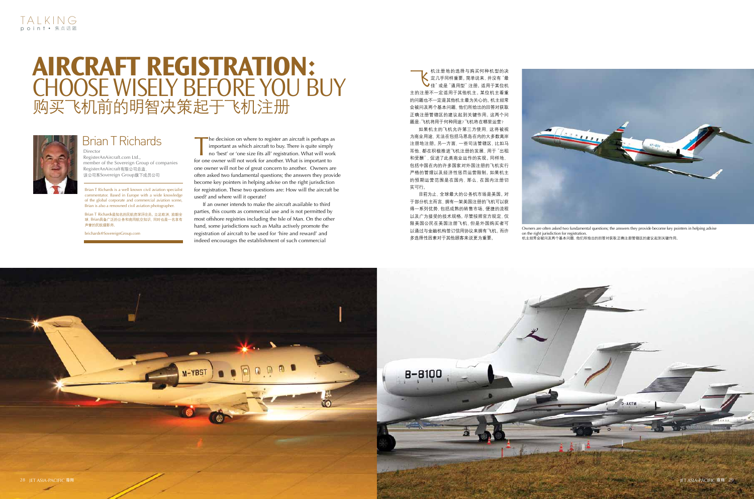# AIRCRAFT REGISTRATION: CHOOSE WISELY BEFORE YOU BUY

# 购买飞机前的明智决策起于飞机注册

## Brian T Richards

Director
RegisterAnAircraft.com Ltd.,
member of the Sovereign Group of companies
RegisterAnAircraft有限公司总监，
该公司系Sovereign Group旗下成员公司

Brian T Richards is a well known civil aviation specialist commentator. Based in Europe with a wide knowledge of the global corporate and commercial aviation scene, Brian is also a renowned civil aviation photographer.

Brian T Richards是知名的民航资深评论员，立足欧洲，放眼全球，Brian具备广泛的公务和商用航空知识，同时也是一名享有声誉的民航摄影师。

brichards@SovereignGroup.com

The decision on where to register an aircraft is perhaps as important as which aircraft to buy. There is quite simply no 'best' or 'one size fits all' registration. What will work for one owner will not work for another. What is important to one owner will not be of great concern to another. Owners are often asked two fundamental questions; the answers they provide become key pointers in helping advise on the right jurisdiction for registration. These two questions are: How will the aircraft be used? and where will it operate?

If an owner intends to make the aircraft available to third parties, this counts as commercial use and is not permitted by most offshore registries including the Isle of Man. On the other hand, some jurisdictions such as Malta actively promote the registration of aircraft to be used for 'hire and reward' and indeed encourages the establishment of such commercial

飞机注册地的选择与购买何种机型的决定几乎同样重要。简单说来，并没有"最佳"或是"通用型"注册，适用于某位机主的注册不一定适用于其他机主，某位机主看重的问题也不一定是其他机主最为关心的。机主经常会被问及两个基本问题，他们所给出的回答对获取正确注册管辖区的建议起到关键作用。这两个问题是："飞机将用于何种用途？飞机将在哪里运营？

如果机主的飞机允许第三方使用，这将被视为商业用途，无法在包括马恩岛在内的大多数离岸注册地注册。另一方面，一些司法管辖区，比如马耳他，都在积极推进飞机注册的发展，用于"出租和受酬"，促进了此类商业运作的实现。同样地，包括中国在内的许多国家对外国注册的飞机实行严格的管理以及经济性惩罚运营限制。如果机主的预期运营范围是在国内，那么，在国内注册切实可行。

目前为止，全球最大的公务机市场是美国。对于部分机主而言，拥有一架美国注册的飞机可以获得一系列优势，包括成熟的转售市场，便捷的流程以及广为接受的技术规格。尽管按照官方规定，仅限美国公民在美国注册飞机，但是外国购买者可以通过与金融机构签订信用协议来拥有飞机。而许多选择性因素对于其他顾客来说更为重要。

Owners are often asked two fundamental questions; the answers they provide become key pointers in helping advise on the right jurisdiction for registration.
机主经常会被问及两个基本问题，他们所给出的回答对获取正确注册管辖区的建议起到关键作用。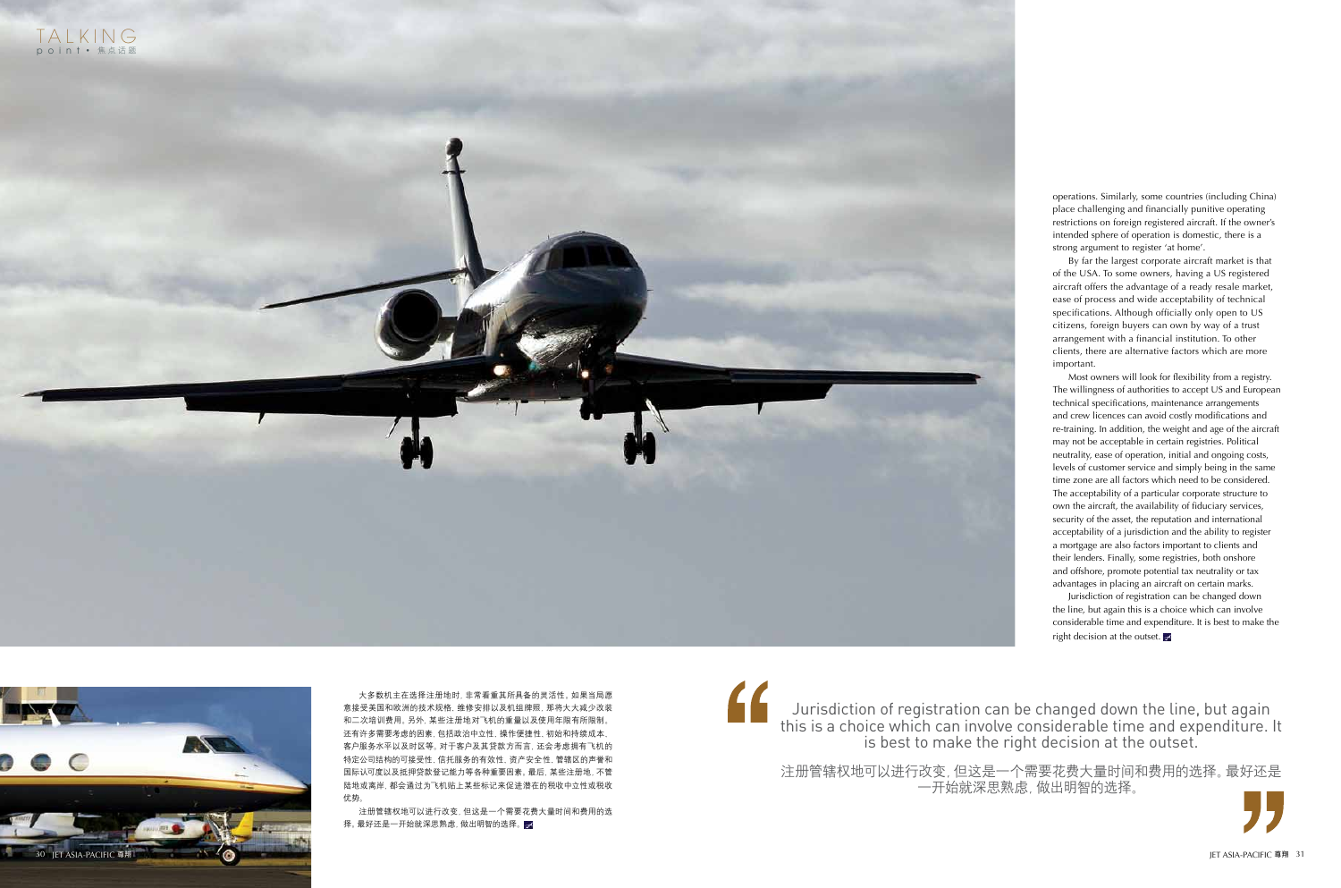operations. Similarly, some countries (including China) place challenging and financially punitive operating restrictions on foreign registered aircraft. If the owner's intended sphere of operation is domestic, there is a strong argument to register 'at home'.

By far the largest corporate aircraft market is that of the USA. To some owners, having a US registered aircraft offers the advantage of a ready resale market, ease of process and wide acceptability of technical specifications. Although officially only open to US citizens, foreign buyers can own by way of a trust arrangement with a financial institution. To other clients, there are alternative factors which are more important.

Most owners will look for flexibility from a registry. The willingness of authorities to accept US and European technical specifications, maintenance arrangements and crew licences can avoid costly modifications and re-training. In addition, the weight and age of the aircraft may not be acceptable in certain registries. Political neutrality, ease of operation, initial and ongoing costs, levels of customer service and simply being in the same time zone are all factors which need to be considered. The acceptability of a particular corporate structure to own the aircraft, the availability of fiduciary services, security of the asset, the reputation and international acceptability of a jurisdiction and the ability to register a mortgage are also factors important to clients and their lenders. Finally, some registries, both onshore and offshore, promote potential tax neutrality or tax advantages in placing an aircraft on certain marks.

Jurisdiction of registration can be changed down the line, but again this is a choice which can involve considerable time and expenditure. It is best to make the right decision at the outset.

大多数机主在选择注册地时，非常看重其所具备的灵活性。如果当局愿意接受美国和欧洲的技术规格，维修安排以及机组牌照，那将大大减少改装和二次培训费用。另外，某些注册地对飞机的重量以及使用年限有所限制。还有许多需要考虑的因素，包括政治中立性，操作便捷性，初始和持续成本，客户服务水平以及时区等。对于客户及其贷款方而言，还会考虑拥有飞机的特定公司结构的可接受性，信托服务的有效性，资产安全性，管辖区的声誉和国际认可度以及抵押贷款登记能力等各种重要因素。最后，某些注册地，不管陆地或离岸，都会通过为飞机贴上某些标记来促进潜在的税收中立性或税收优势。

注册管辖权地可以进行改变，但这是一个需要花费大量时间和费用的选择，最好还是一开始就深思熟虑，做出明智的选择。

> Jurisdiction of registration can be changed down the line, but again this is a choice which can involve considerable time and expenditure. It is best to make the right decision at the outset.
>
> 注册管辖权地可以进行改变，但这是一个需要花费大量时间和费用的选择。最好还是一开始就深思熟虑，做出明智的选择。